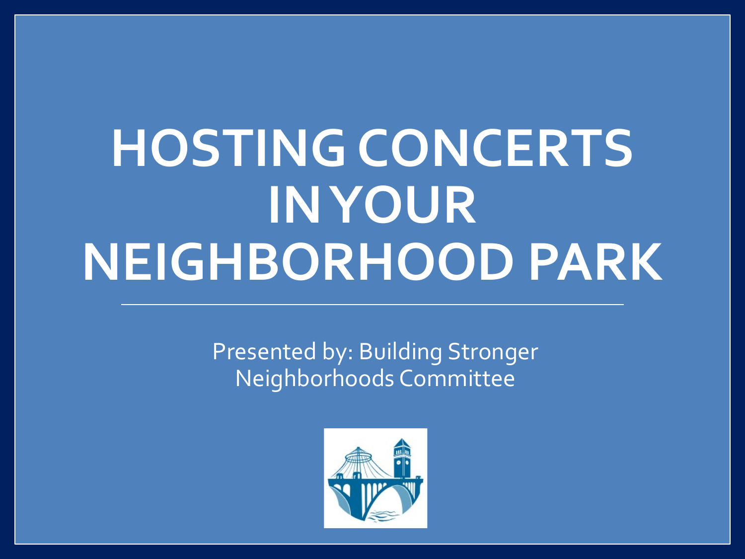# HOSTING CONCERTS IN YOUR NEIGHBORHOOD PARK

Presented by: Building Stronger Neighborhoods Committee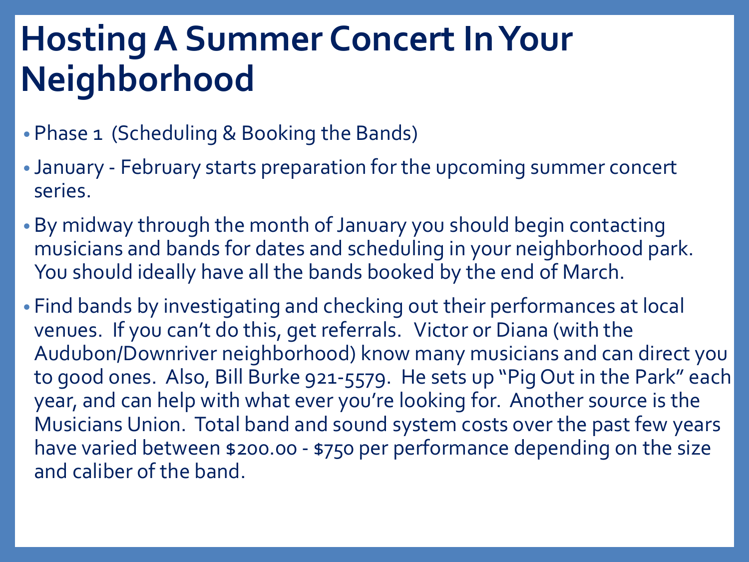# Hosting A Summer Concert In Your Neighborhood

- Phase 1 (Scheduling & Booking the Bands)
- January - February starts preparation for the upcoming summer concert series.
- By midway through the month of January you should begin contacting musicians and bands for dates and scheduling in your neighborhood park. You should ideally have all the bands booked by the end of March.
- Find bands by investigating and checking out their performances at local venues. If you can't do this, get referrals. Victor or Diana (with the Audubon/Downriver neighborhood) know many musicians and can direct you to good ones. Also, Bill Burke 921-5579. He sets up "Pig Out in the Park" each year, and can help with what ever you're looking for. Another source is the Musicians Union. Total band and sound system costs over the past few years have varied between $200.00 - $750 per performance depending on the size and caliber of the band.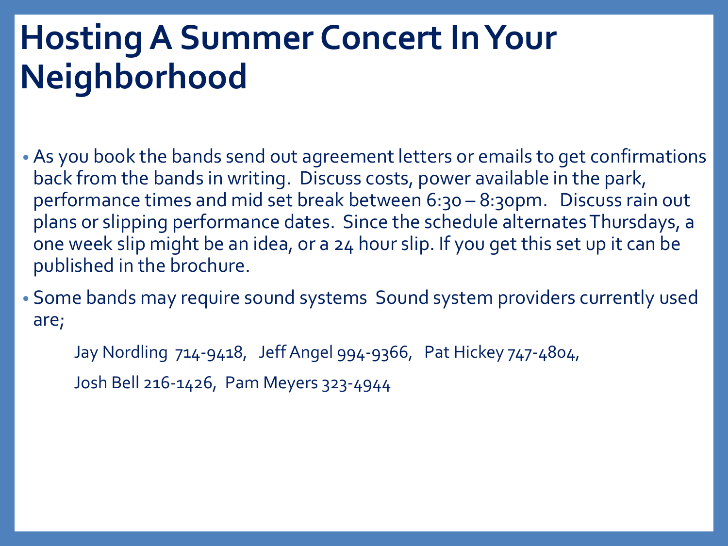# Hosting A Summer Concert In Your Neighborhood

- As you book the bands send out agreement letters or emails to get confirmations back from the bands in writing.  Discuss costs, power available in the park, performance times and mid set break between 6:30 – 8:30pm.   Discuss rain out plans or slipping performance dates.  Since the schedule alternates Thursdays, a one week slip might be an idea, or a 24 hour slip. If you get this set up it can be published in the brochure.
- Some bands may require sound systems  Sound system providers currently used are;

  Jay Nordling  714-9418,   Jeff Angel 994-9366,   Pat Hickey 747-4804,

  Josh Bell 216-1426,  Pam Meyers 323-4944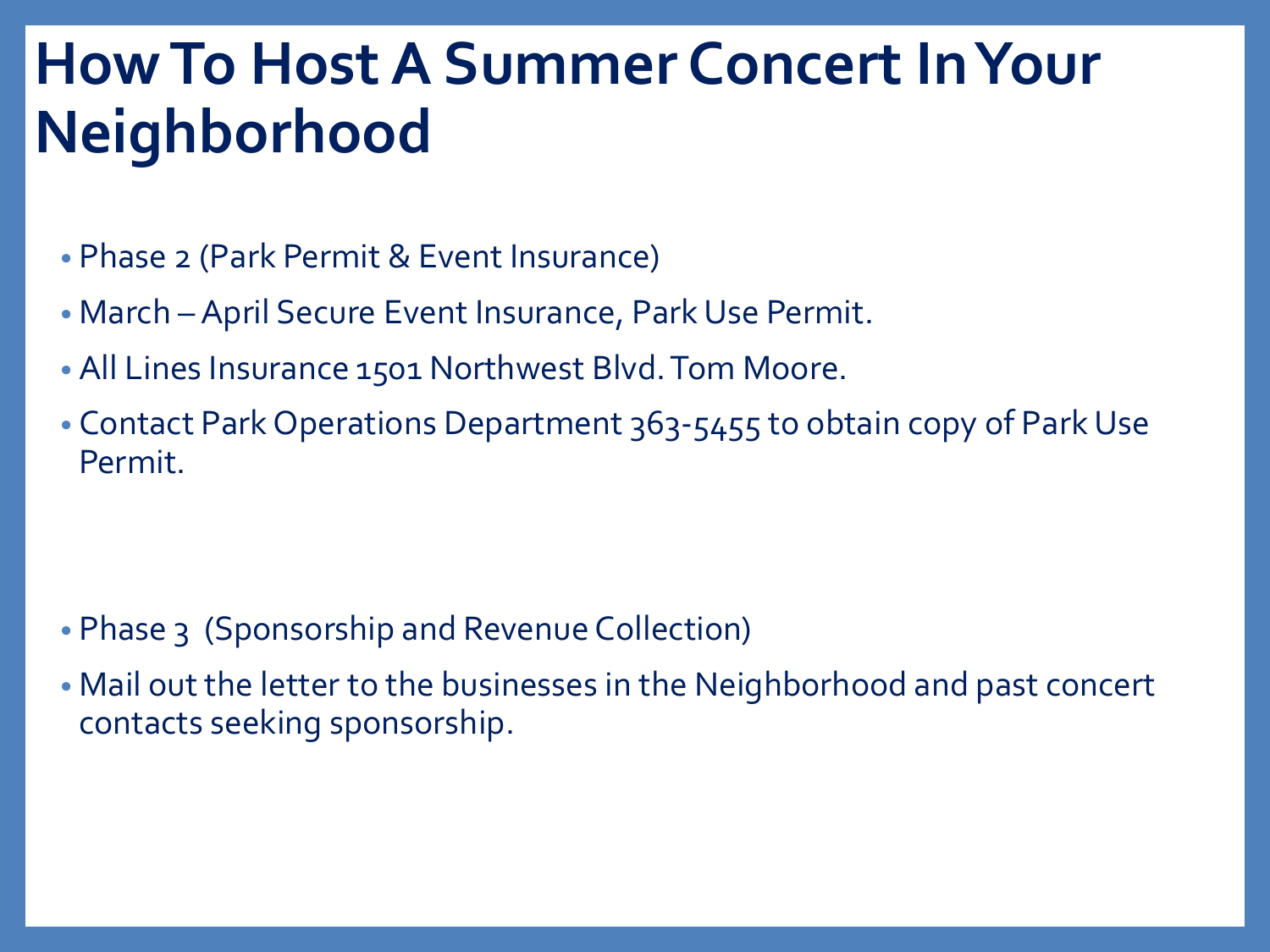# How To Host A Summer Concert In Your Neighborhood

- Phase 2 (Park Permit & Event Insurance)
- March – April Secure Event Insurance, Park Use Permit.
- All Lines Insurance 1501 Northwest Blvd. Tom Moore.
- Contact Park Operations Department 363-5455 to obtain copy of Park Use Permit.

- Phase 3 (Sponsorship and Revenue Collection)
- Mail out the letter to the businesses in the Neighborhood and past concert contacts seeking sponsorship.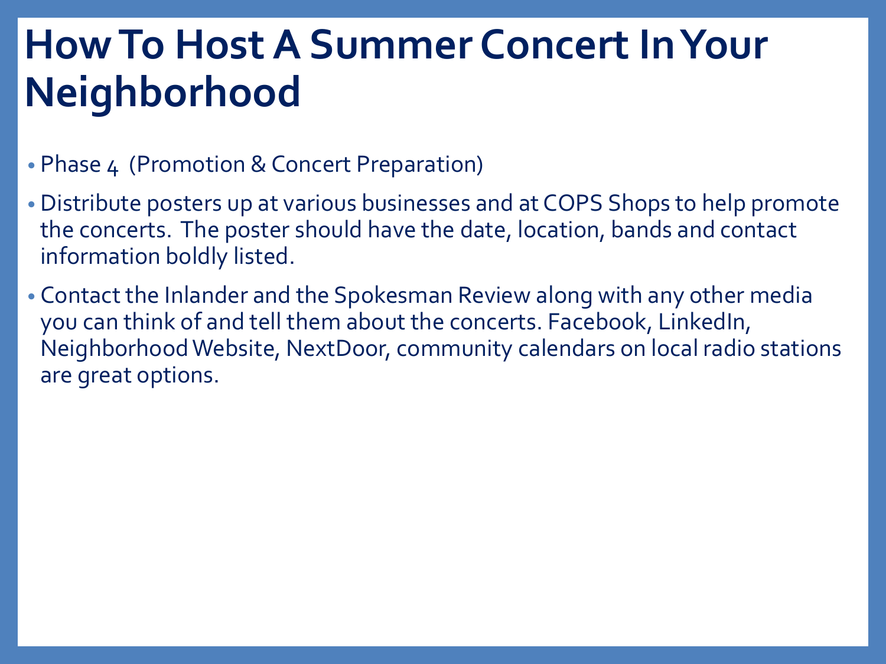# How To Host A Summer Concert In Your Neighborhood

- Phase 4 (Promotion & Concert Preparation)
- Distribute posters up at various businesses and at COPS Shops to help promote the concerts. The poster should have the date, location, bands and contact information boldly listed.
- Contact the Inlander and the Spokesman Review along with any other media you can think of and tell them about the concerts. Facebook, LinkedIn, Neighborhood Website, NextDoor, community calendars on local radio stations are great options.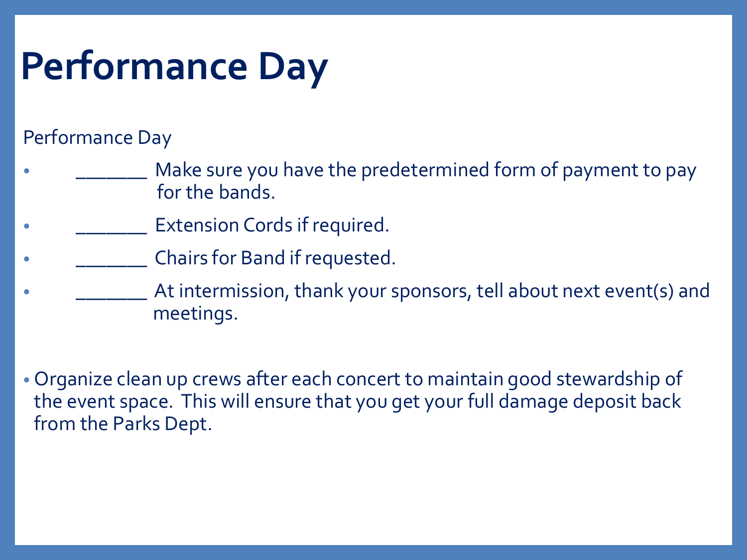# Performance Day

Performance Day

- _______ Make sure you have the predetermined form of payment to pay for the bands.
- _______ Extension Cords if required.
- _______ Chairs for Band if requested.
- _______ At intermission, thank your sponsors, tell about next event(s) and meetings.

- Organize clean up crews after each concert to maintain good stewardship of the event space. This will ensure that you get your full damage deposit back from the Parks Dept.